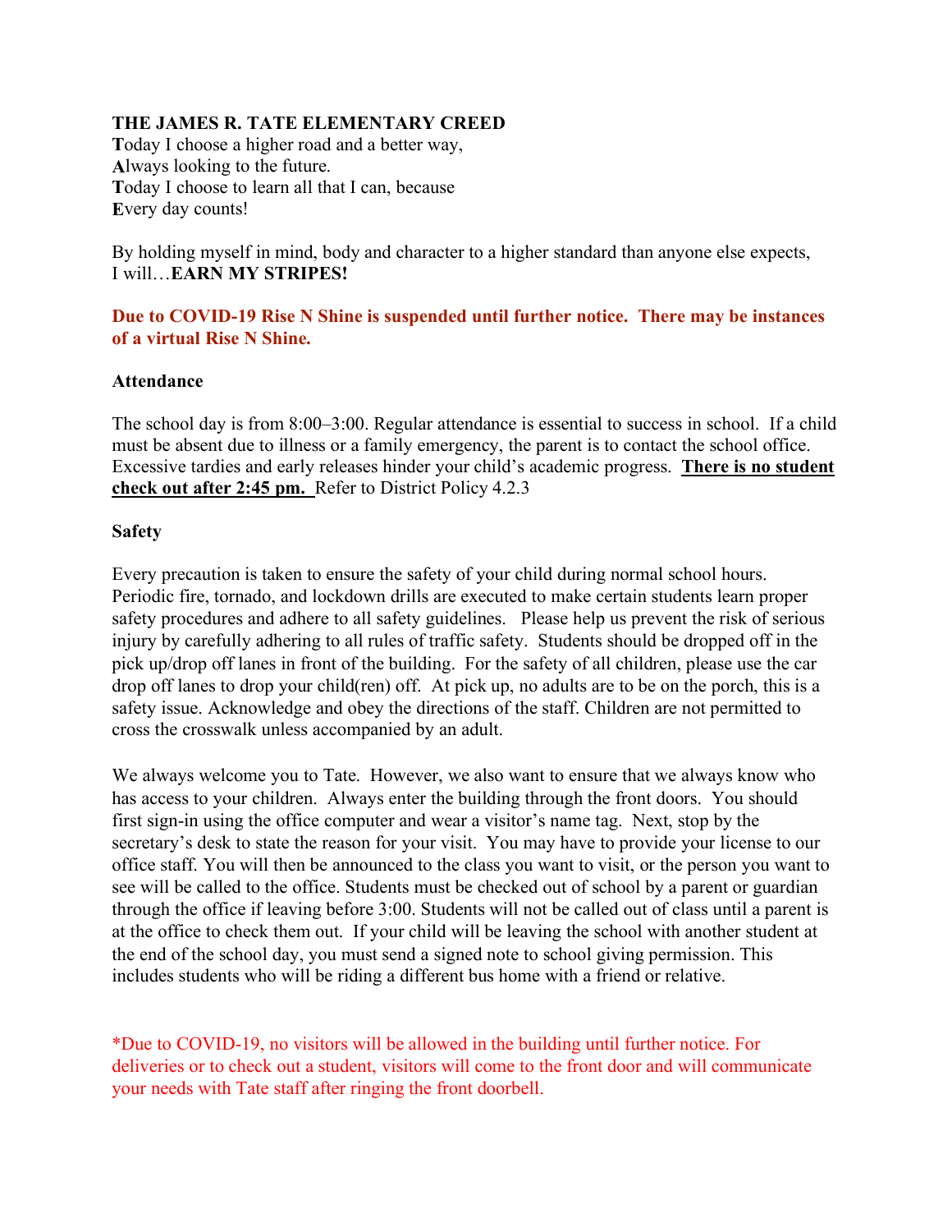**THE JAMES R. TATE ELEMENTARY CREED**
**T**oday I choose a higher road and a better way,
**A**lways looking to the future.
**T**oday I choose to learn all that I can, because
**E**very day counts!

By holding myself in mind, body and character to a higher standard than anyone else expects, I will…**EARN MY STRIPES!**

**Due to COVID-19 Rise N Shine is suspended until further notice. There may be instances of a virtual Rise N Shine.**

**Attendance**

The school day is from 8:00–3:00. Regular attendance is essential to success in school. If a child must be absent due to illness or a family emergency, the parent is to contact the school office. Excessive tardies and early releases hinder your child's academic progress. **There is no student check out after 2:45 pm.** Refer to District Policy 4.2.3

**Safety**

Every precaution is taken to ensure the safety of your child during normal school hours. Periodic fire, tornado, and lockdown drills are executed to make certain students learn proper safety procedures and adhere to all safety guidelines. Please help us prevent the risk of serious injury by carefully adhering to all rules of traffic safety. Students should be dropped off in the pick up/drop off lanes in front of the building. For the safety of all children, please use the car drop off lanes to drop your child(ren) off. At pick up, no adults are to be on the porch, this is a safety issue. Acknowledge and obey the directions of the staff. Children are not permitted to cross the crosswalk unless accompanied by an adult.

We always welcome you to Tate. However, we also want to ensure that we always know who has access to your children. Always enter the building through the front doors. You should first sign-in using the office computer and wear a visitor's name tag. Next, stop by the secretary's desk to state the reason for your visit. You may have to provide your license to our office staff. You will then be announced to the class you want to visit, or the person you want to see will be called to the office. Students must be checked out of school by a parent or guardian through the office if leaving before 3:00. Students will not be called out of class until a parent is at the office to check them out. If your child will be leaving the school with another student at the end of the school day, you must send a signed note to school giving permission. This includes students who will be riding a different bus home with a friend or relative.

*Due to COVID-19, no visitors will be allowed in the building until further notice. For deliveries or to check out a student, visitors will come to the front door and will communicate your needs with Tate staff after ringing the front doorbell.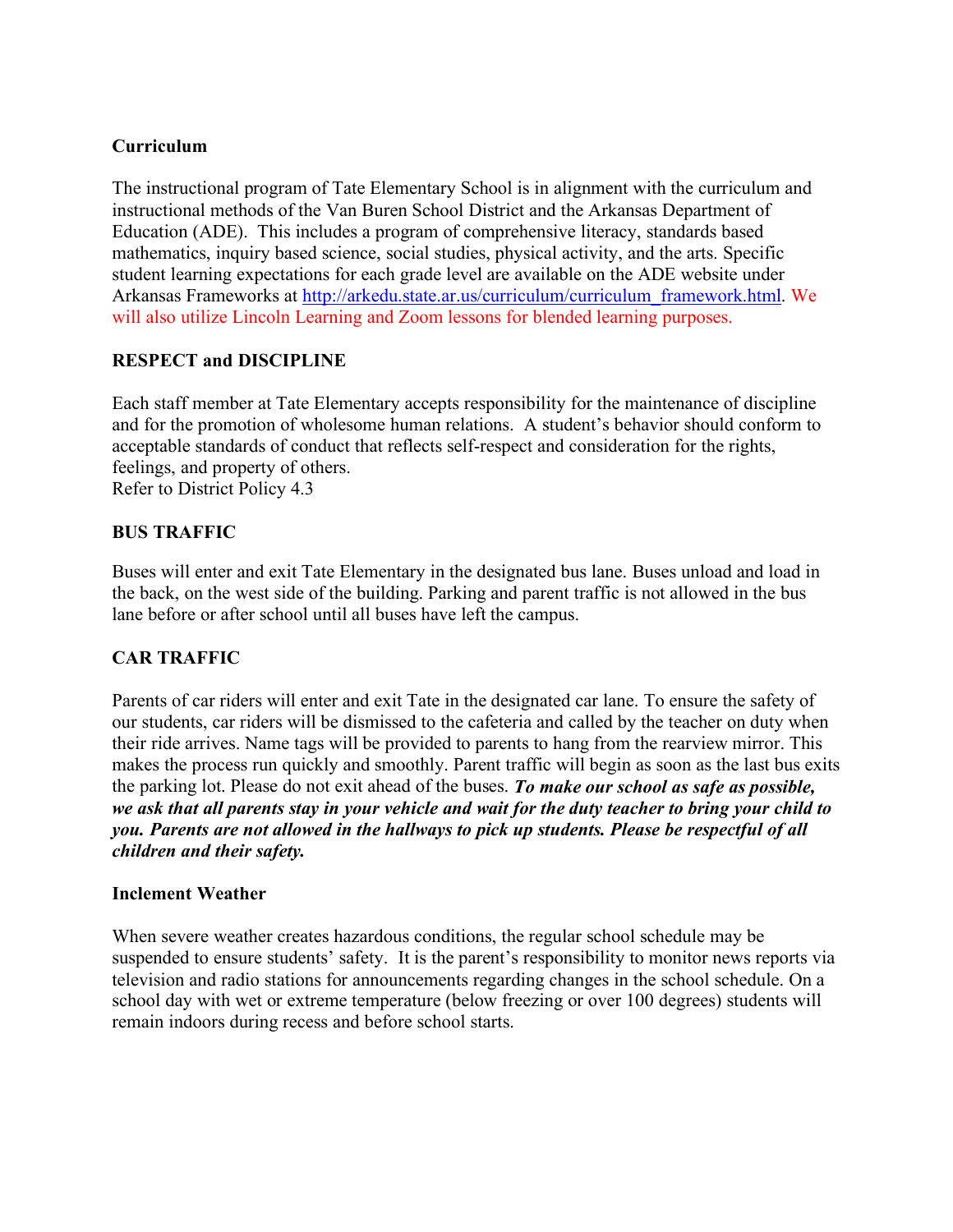## Curriculum

The instructional program of Tate Elementary School is in alignment with the curriculum and instructional methods of the Van Buren School District and the Arkansas Department of Education (ADE). This includes a program of comprehensive literacy, standards based mathematics, inquiry based science, social studies, physical activity, and the arts. Specific student learning expectations for each grade level are available on the ADE website under Arkansas Frameworks at [http://arkedu.state.ar.us/curriculum/curriculum_framework.html](http://arkedu.state.ar.us/curriculum/curriculum_framework.html). We will also utilize Lincoln Learning and Zoom lessons for blended learning purposes.

## RESPECT and DISCIPLINE

Each staff member at Tate Elementary accepts responsibility for the maintenance of discipline and for the promotion of wholesome human relations. A student's behavior should conform to acceptable standards of conduct that reflects self-respect and consideration for the rights, feelings, and property of others.
Refer to District Policy 4.3

## BUS TRAFFIC

Buses will enter and exit Tate Elementary in the designated bus lane. Buses unload and load in the back, on the west side of the building. Parking and parent traffic is not allowed in the bus lane before or after school until all buses have left the campus.

## CAR TRAFFIC

Parents of car riders will enter and exit Tate in the designated car lane. To ensure the safety of our students, car riders will be dismissed to the cafeteria and called by the teacher on duty when their ride arrives. Name tags will be provided to parents to hang from the rearview mirror. This makes the process run quickly and smoothly. Parent traffic will begin as soon as the last bus exits the parking lot. Please do not exit ahead of the buses. ***To make our school as safe as possible, we ask that all parents stay in your vehicle and wait for the duty teacher to bring your child to you. Parents are not allowed in the hallways to pick up students. Please be respectful of all children and their safety.***

## Inclement Weather

When severe weather creates hazardous conditions, the regular school schedule may be suspended to ensure students' safety. It is the parent's responsibility to monitor news reports via television and radio stations for announcements regarding changes in the school schedule. On a school day with wet or extreme temperature (below freezing or over 100 degrees) students will remain indoors during recess and before school starts.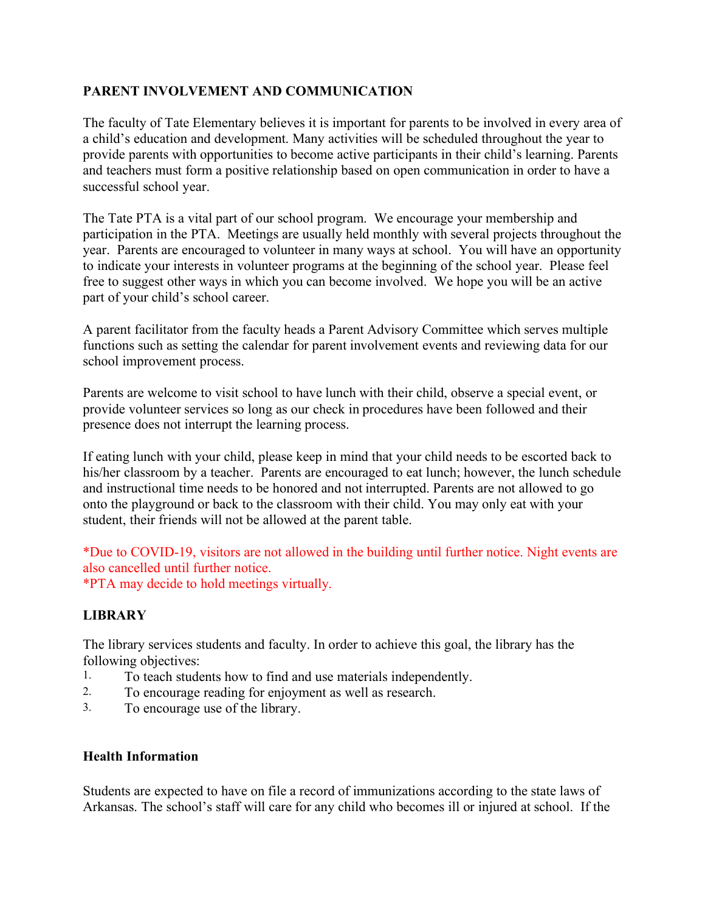## PARENT INVOLVEMENT AND COMMUNICATION

The faculty of Tate Elementary believes it is important for parents to be involved in every area of a child's education and development. Many activities will be scheduled throughout the year to provide parents with opportunities to become active participants in their child's learning. Parents and teachers must form a positive relationship based on open communication in order to have a successful school year.

The Tate PTA is a vital part of our school program. We encourage your membership and participation in the PTA. Meetings are usually held monthly with several projects throughout the year. Parents are encouraged to volunteer in many ways at school. You will have an opportunity to indicate your interests in volunteer programs at the beginning of the school year. Please feel free to suggest other ways in which you can become involved. We hope you will be an active part of your child's school career.

A parent facilitator from the faculty heads a Parent Advisory Committee which serves multiple functions such as setting the calendar for parent involvement events and reviewing data for our school improvement process.

Parents are welcome to visit school to have lunch with their child, observe a special event, or provide volunteer services so long as our check in procedures have been followed and their presence does not interrupt the learning process.

If eating lunch with your child, please keep in mind that your child needs to be escorted back to his/her classroom by a teacher. Parents are encouraged to eat lunch; however, the lunch schedule and instructional time needs to be honored and not interrupted. Parents are not allowed to go onto the playground or back to the classroom with their child. You may only eat with your student, their friends will not be allowed at the parent table.

*Due to COVID-19, visitors are not allowed in the building until further notice. Night events are also cancelled until further notice.
*PTA may decide to hold meetings virtually.

## LIBRARY

The library services students and faculty. In order to achieve this goal, the library has the following objectives:

1. To teach students how to find and use materials independently.
2. To encourage reading for enjoyment as well as research.
3. To encourage use of the library.

## Health Information

Students are expected to have on file a record of immunizations according to the state laws of Arkansas. The school's staff will care for any child who becomes ill or injured at school. If the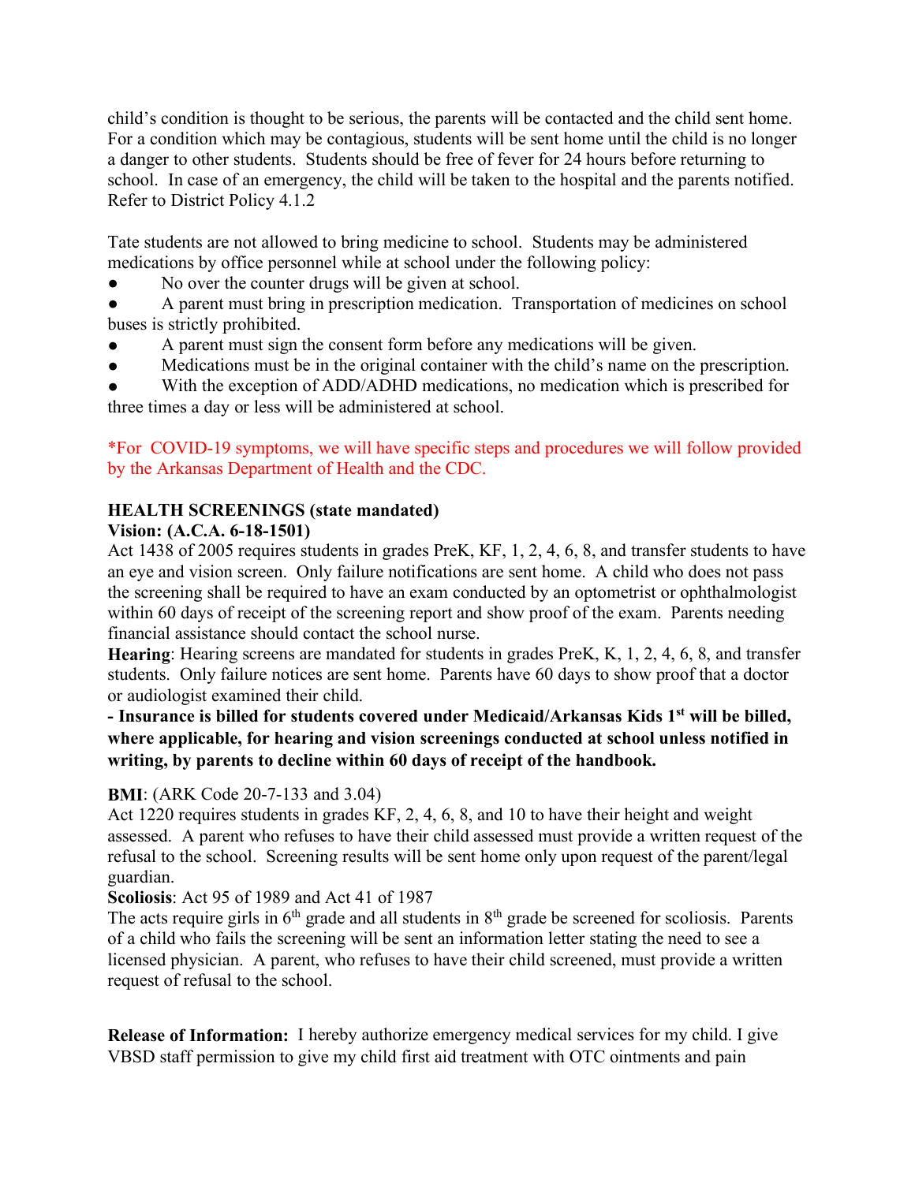child's condition is thought to be serious, the parents will be contacted and the child sent home. For a condition which may be contagious, students will be sent home until the child is no longer a danger to other students. Students should be free of fever for 24 hours before returning to school. In case of an emergency, the child will be taken to the hospital and the parents notified. Refer to District Policy 4.1.2

Tate students are not allowed to bring medicine to school. Students may be administered medications by office personnel while at school under the following policy:

- No over the counter drugs will be given at school.
- A parent must bring in prescription medication. Transportation of medicines on school buses is strictly prohibited.
- A parent must sign the consent form before any medications will be given.
- Medications must be in the original container with the child's name on the prescription.
- With the exception of ADD/ADHD medications, no medication which is prescribed for three times a day or less will be administered at school.

*For COVID-19 symptoms, we will have specific steps and procedures we will follow provided by the Arkansas Department of Health and the CDC.

**HEALTH SCREENINGS (state mandated)**

**Vision: (A.C.A. 6-18-1501)**

Act 1438 of 2005 requires students in grades PreK, KF, 1, 2, 4, 6, 8, and transfer students to have an eye and vision screen. Only failure notifications are sent home. A child who does not pass the screening shall be required to have an exam conducted by an optometrist or ophthalmologist within 60 days of receipt of the screening report and show proof of the exam. Parents needing financial assistance should contact the school nurse.

**Hearing**: Hearing screens are mandated for students in grades PreK, K, 1, 2, 4, 6, 8, and transfer students. Only failure notices are sent home. Parents have 60 days to show proof that a doctor or audiologist examined their child.

**- Insurance is billed for students covered under Medicaid/Arkansas Kids 1st will be billed, where applicable, for hearing and vision screenings conducted at school unless notified in writing, by parents to decline within 60 days of receipt of the handbook.**

**BMI**: (ARK Code 20-7-133 and 3.04)

Act 1220 requires students in grades KF, 2, 4, 6, 8, and 10 to have their height and weight assessed. A parent who refuses to have their child assessed must provide a written request of the refusal to the school. Screening results will be sent home only upon request of the parent/legal guardian.

**Scoliosis**: Act 95 of 1989 and Act 41 of 1987

The acts require girls in 6th grade and all students in 8th grade be screened for scoliosis. Parents of a child who fails the screening will be sent an information letter stating the need to see a licensed physician. A parent, who refuses to have their child screened, must provide a written request of refusal to the school.

**Release of Information:** I hereby authorize emergency medical services for my child. I give VBSD staff permission to give my child first aid treatment with OTC ointments and pain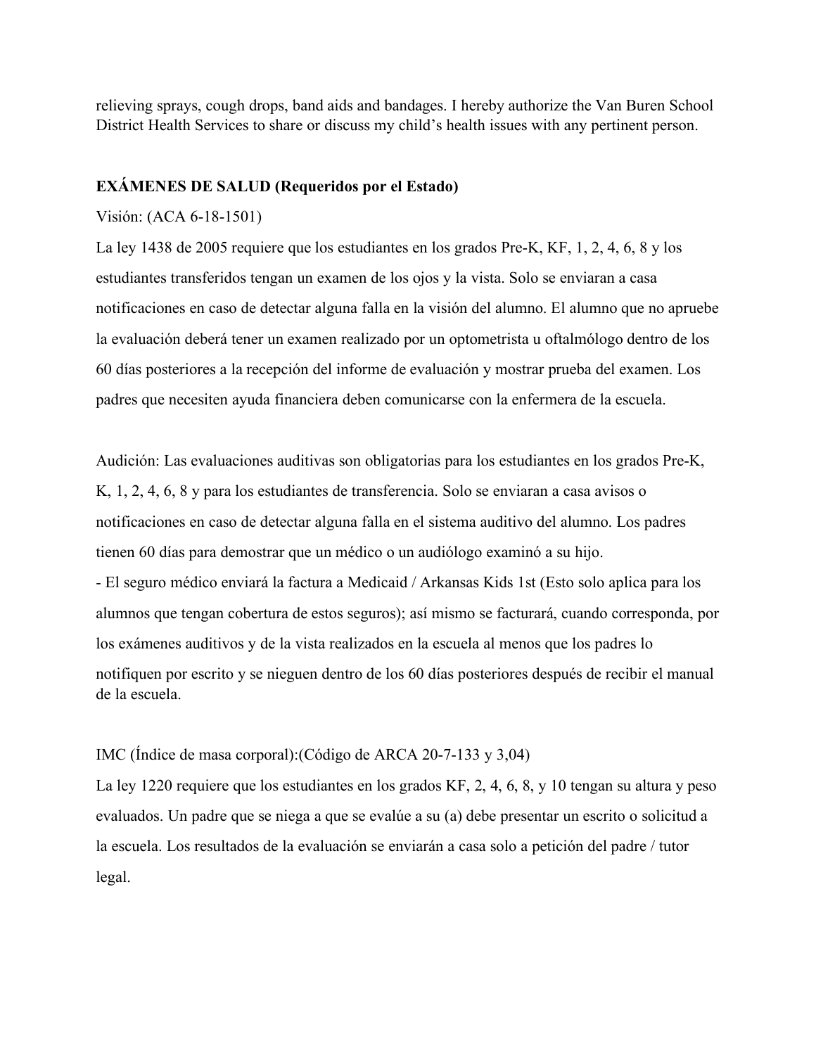relieving sprays, cough drops, band aids and bandages. I hereby authorize the Van Buren School District Health Services to share or discuss my child's health issues with any pertinent person.

**EXÁMENES DE SALUD (Requeridos por el Estado)**

Visión: (ACA 6-18-1501)

La ley 1438 de 2005 requiere que los estudiantes en los grados Pre-K, KF, 1, 2, 4, 6, 8 y los estudiantes transferidos tengan un examen de los ojos y la vista. Solo se enviaran a casa notificaciones en caso de detectar alguna falla en la visión del alumno. El alumno que no apruebe la evaluación deberá tener un examen realizado por un optometrista u oftalmólogo dentro de los 60 días posteriores a la recepción del informe de evaluación y mostrar prueba del examen. Los padres que necesiten ayuda financiera deben comunicarse con la enfermera de la escuela.

Audición: Las evaluaciones auditivas son obligatorias para los estudiantes en los grados Pre-K, K, 1, 2, 4, 6, 8 y para los estudiantes de transferencia. Solo se enviaran a casa avisos o notificaciones en caso de detectar alguna falla en el sistema auditivo del alumno. Los padres tienen 60 días para demostrar que un médico o un audiólogo examinó a su hijo.

- El seguro médico enviará la factura a Medicaid / Arkansas Kids 1st (Esto solo aplica para los alumnos que tengan cobertura de estos seguros); así mismo se facturará, cuando corresponda, por los exámenes auditivos y de la vista realizados en la escuela al menos que los padres lo notifiquen por escrito y se nieguen dentro de los 60 días posteriores después de recibir el manual de la escuela.

IMC (Índice de masa corporal):(Código de ARCA 20-7-133 y 3,04)

La ley 1220 requiere que los estudiantes en los grados KF, 2, 4, 6, 8, y 10 tengan su altura y peso evaluados. Un padre que se niega a que se evalúe a su (a) debe presentar un escrito o solicitud a la escuela. Los resultados de la evaluación se enviarán a casa solo a petición del padre / tutor legal.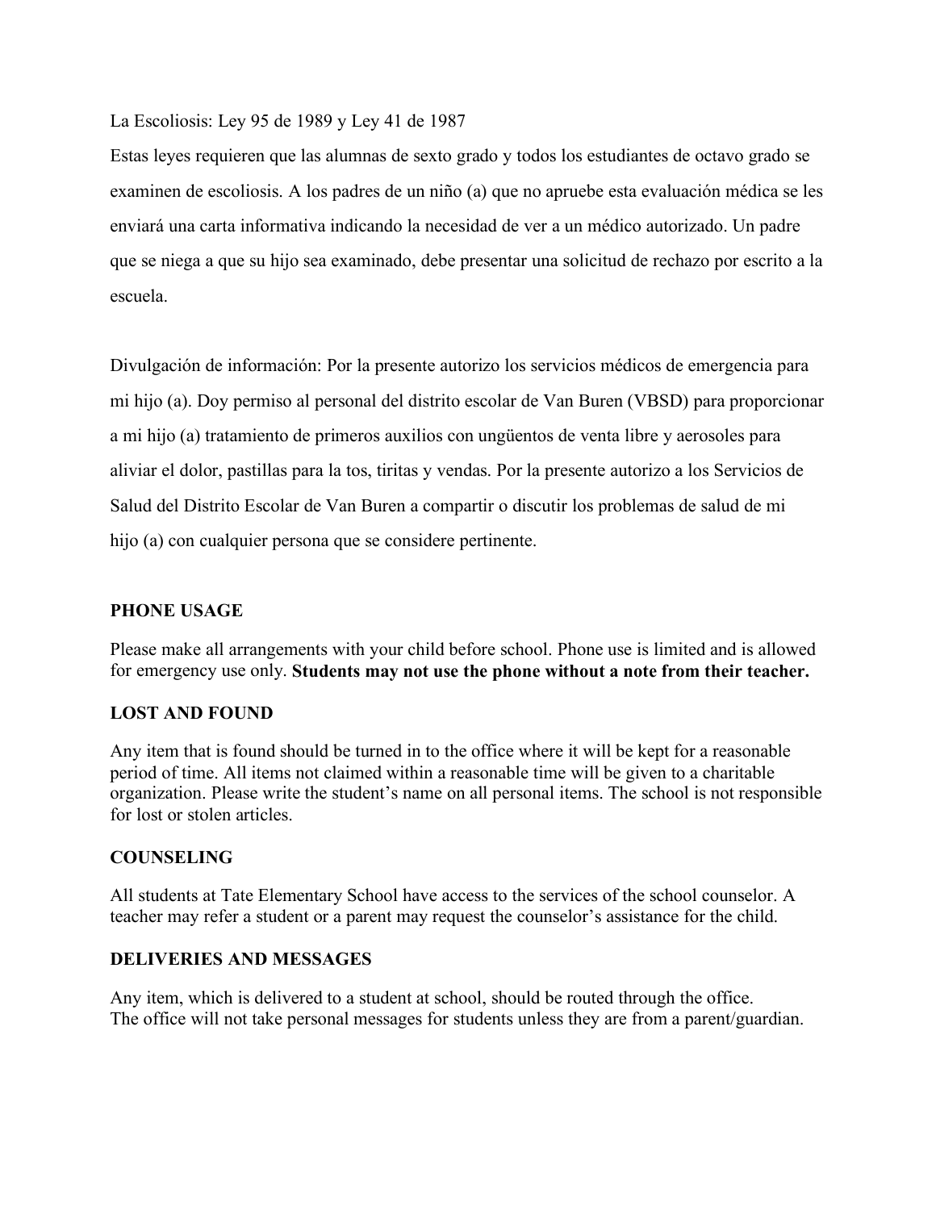La Escoliosis: Ley 95 de 1989 y Ley 41 de 1987

Estas leyes requieren que las alumnas de sexto grado y todos los estudiantes de octavo grado se examinen de escoliosis. A los padres de un niño (a) que no apruebe esta evaluación médica se les enviará una carta informativa indicando la necesidad de ver a un médico autorizado. Un padre que se niega a que su hijo sea examinado, debe presentar una solicitud de rechazo por escrito a la escuela.

Divulgación de información: Por la presente autorizo los servicios médicos de emergencia para mi hijo (a). Doy permiso al personal del distrito escolar de Van Buren (VBSD) para proporcionar a mi hijo (a) tratamiento de primeros auxilios con ungüentos de venta libre y aerosoles para aliviar el dolor, pastillas para la tos, tiritas y vendas. Por la presente autorizo a los Servicios de Salud del Distrito Escolar de Van Buren a compartir o discutir los problemas de salud de mi hijo (a) con cualquier persona que se considere pertinente.

## PHONE USAGE

Please make all arrangements with your child before school. Phone use is limited and is allowed for emergency use only. **Students may not use the phone without a note from their teacher.**

## LOST AND FOUND

Any item that is found should be turned in to the office where it will be kept for a reasonable period of time. All items not claimed within a reasonable time will be given to a charitable organization. Please write the student's name on all personal items. The school is not responsible for lost or stolen articles.

## COUNSELING

All students at Tate Elementary School have access to the services of the school counselor. A teacher may refer a student or a parent may request the counselor's assistance for the child.

## DELIVERIES AND MESSAGES

Any item, which is delivered to a student at school, should be routed through the office.
The office will not take personal messages for students unless they are from a parent/guardian.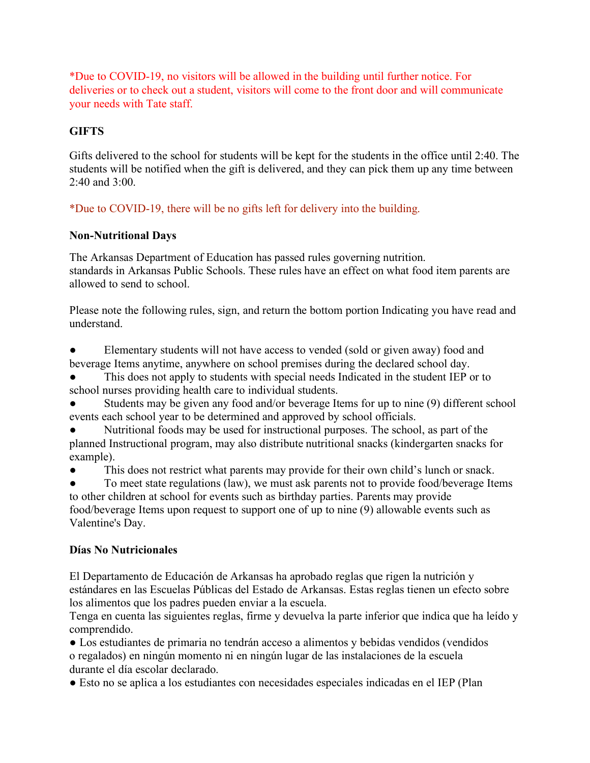*Due to COVID-19, no visitors will be allowed in the building until further notice. For deliveries or to check out a student, visitors will come to the front door and will communicate your needs with Tate staff.

**GIFTS**

Gifts delivered to the school for students will be kept for the students in the office until 2:40. The students will be notified when the gift is delivered, and they can pick them up any time between 2:40 and 3:00.

*Due to COVID-19, there will be no gifts left for delivery into the building.

**Non-Nutritional Days**

The Arkansas Department of Education has passed rules governing nutrition. standards in Arkansas Public Schools. These rules have an effect on what food item parents are allowed to send to school.

Please note the following rules, sign, and return the bottom portion Indicating you have read and understand.

- Elementary students will not have access to vended (sold or given away) food and beverage Items anytime, anywhere on school premises during the declared school day.
- This does not apply to students with special needs Indicated in the student IEP or to school nurses providing health care to individual students.
- Students may be given any food and/or beverage Items for up to nine (9) different school events each school year to be determined and approved by school officials.
- Nutritional foods may be used for instructional purposes. The school, as part of the planned Instructional program, may also distribute nutritional snacks (kindergarten snacks for example).
- This does not restrict what parents may provide for their own child's lunch or snack.
- To meet state regulations (law), we must ask parents not to provide food/beverage Items to other children at school for events such as birthday parties. Parents may provide food/beverage Items upon request to support one of up to nine (9) allowable events such as Valentine's Day.

**Días No Nutricionales**

El Departamento de Educación de Arkansas ha aprobado reglas que rigen la nutrición y estándares en las Escuelas Públicas del Estado de Arkansas. Estas reglas tienen un efecto sobre los alimentos que los padres pueden enviar a la escuela.
Tenga en cuenta las siguientes reglas, firme y devuelva la parte inferior que indica que ha leído y comprendido.

- Los estudiantes de primaria no tendrán acceso a alimentos y bebidas vendidos (vendidos o regalados) en ningún momento ni en ningún lugar de las instalaciones de la escuela durante el día escolar declarado.
- Esto no se aplica a los estudiantes con necesidades especiales indicadas en el IEP (Plan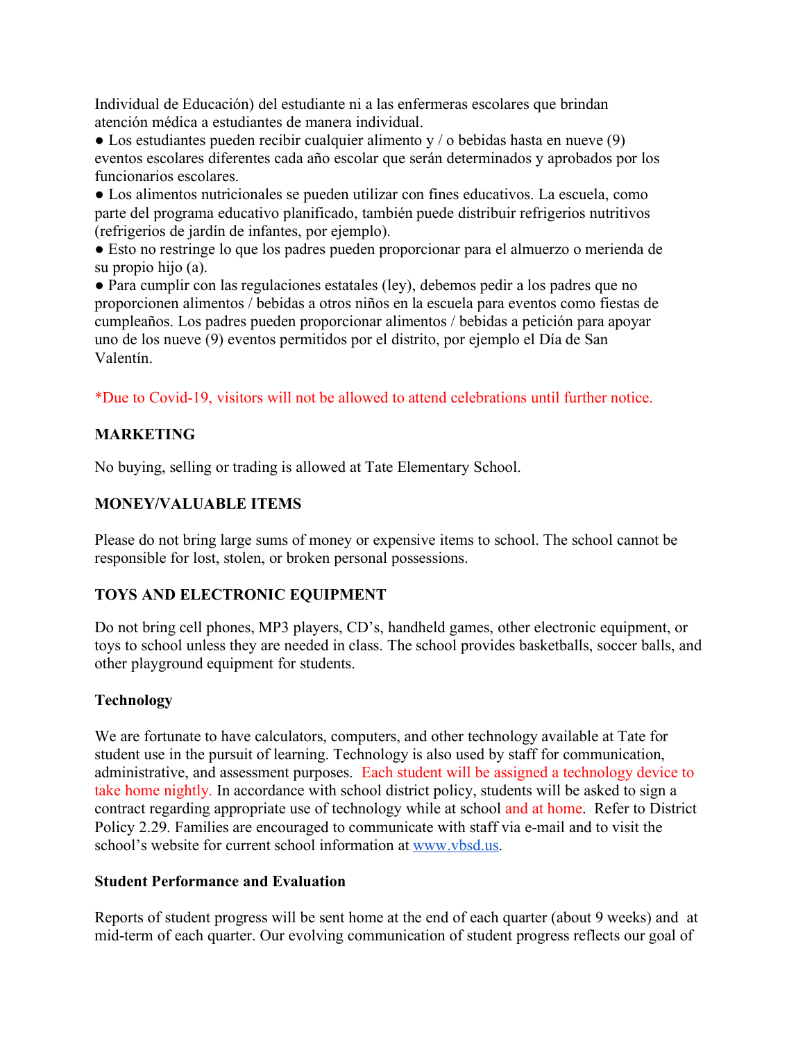Individual de Educación) del estudiante ni a las enfermeras escolares que brindan atención médica a estudiantes de manera individual.

- Los estudiantes pueden recibir cualquier alimento y / o bebidas hasta en nueve (9) eventos escolares diferentes cada año escolar que serán determinados y aprobados por los funcionarios escolares.
- Los alimentos nutricionales se pueden utilizar con fines educativos. La escuela, como parte del programa educativo planificado, también puede distribuir refrigerios nutritivos (refrigerios de jardín de infantes, por ejemplo).
- Esto no restringe lo que los padres pueden proporcionar para el almuerzo o merienda de su propio hijo (a).
- Para cumplir con las regulaciones estatales (ley), debemos pedir a los padres que no proporcionen alimentos / bebidas a otros niños en la escuela para eventos como fiestas de cumpleaños. Los padres pueden proporcionar alimentos / bebidas a petición para apoyar uno de los nueve (9) eventos permitidos por el distrito, por ejemplo el Día de San Valentín.

*Due to Covid-19, visitors will not be allowed to attend celebrations until further notice.

**MARKETING**

No buying, selling or trading is allowed at Tate Elementary School.

**MONEY/VALUABLE ITEMS**

Please do not bring large sums of money or expensive items to school. The school cannot be responsible for lost, stolen, or broken personal possessions.

**TOYS AND ELECTRONIC EQUIPMENT**

Do not bring cell phones, MP3 players, CD's, handheld games, other electronic equipment, or toys to school unless they are needed in class. The school provides basketballs, soccer balls, and other playground equipment for students.

**Technology**

We are fortunate to have calculators, computers, and other technology available at Tate for student use in the pursuit of learning. Technology is also used by staff for communication, administrative, and assessment purposes. Each student will be assigned a technology device to take home nightly. In accordance with school district policy, students will be asked to sign a contract regarding appropriate use of technology while at school and at home. Refer to District Policy 2.29. Families are encouraged to communicate with staff via e-mail and to visit the school's website for current school information at [www.vbsd.us](http://www.vbsd.us).

**Student Performance and Evaluation**

Reports of student progress will be sent home at the end of each quarter (about 9 weeks) and at mid-term of each quarter. Our evolving communication of student progress reflects our goal of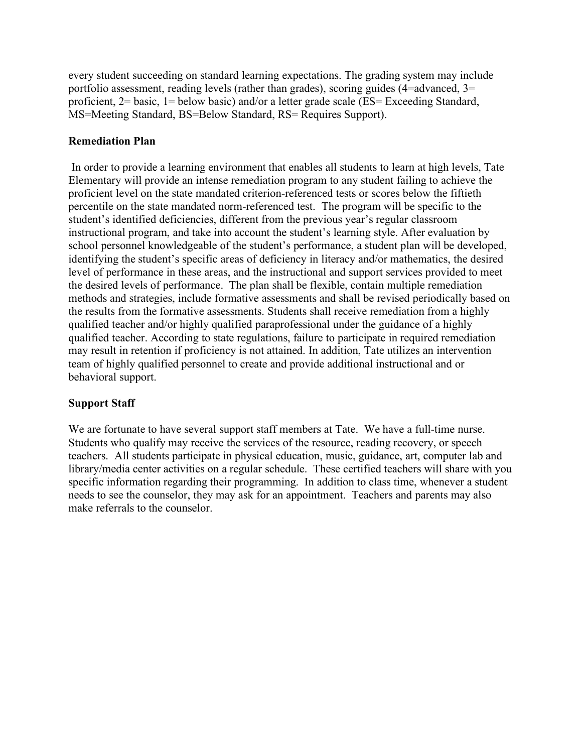every student succeeding on standard learning expectations. The grading system may include portfolio assessment, reading levels (rather than grades), scoring guides (4=advanced, 3= proficient, 2= basic, 1= below basic) and/or a letter grade scale (ES= Exceeding Standard, MS=Meeting Standard, BS=Below Standard, RS= Requires Support).

**Remediation Plan**

In order to provide a learning environment that enables all students to learn at high levels, Tate Elementary will provide an intense remediation program to any student failing to achieve the proficient level on the state mandated criterion-referenced tests or scores below the fiftieth percentile on the state mandated norm-referenced test. The program will be specific to the student's identified deficiencies, different from the previous year's regular classroom instructional program, and take into account the student's learning style. After evaluation by school personnel knowledgeable of the student's performance, a student plan will be developed, identifying the student's specific areas of deficiency in literacy and/or mathematics, the desired level of performance in these areas, and the instructional and support services provided to meet the desired levels of performance. The plan shall be flexible, contain multiple remediation methods and strategies, include formative assessments and shall be revised periodically based on the results from the formative assessments. Students shall receive remediation from a highly qualified teacher and/or highly qualified paraprofessional under the guidance of a highly qualified teacher. According to state regulations, failure to participate in required remediation may result in retention if proficiency is not attained. In addition, Tate utilizes an intervention team of highly qualified personnel to create and provide additional instructional and or behavioral support.

**Support Staff**

We are fortunate to have several support staff members at Tate. We have a full-time nurse. Students who qualify may receive the services of the resource, reading recovery, or speech teachers. All students participate in physical education, music, guidance, art, computer lab and library/media center activities on a regular schedule. These certified teachers will share with you specific information regarding their programming. In addition to class time, whenever a student needs to see the counselor, they may ask for an appointment. Teachers and parents may also make referrals to the counselor.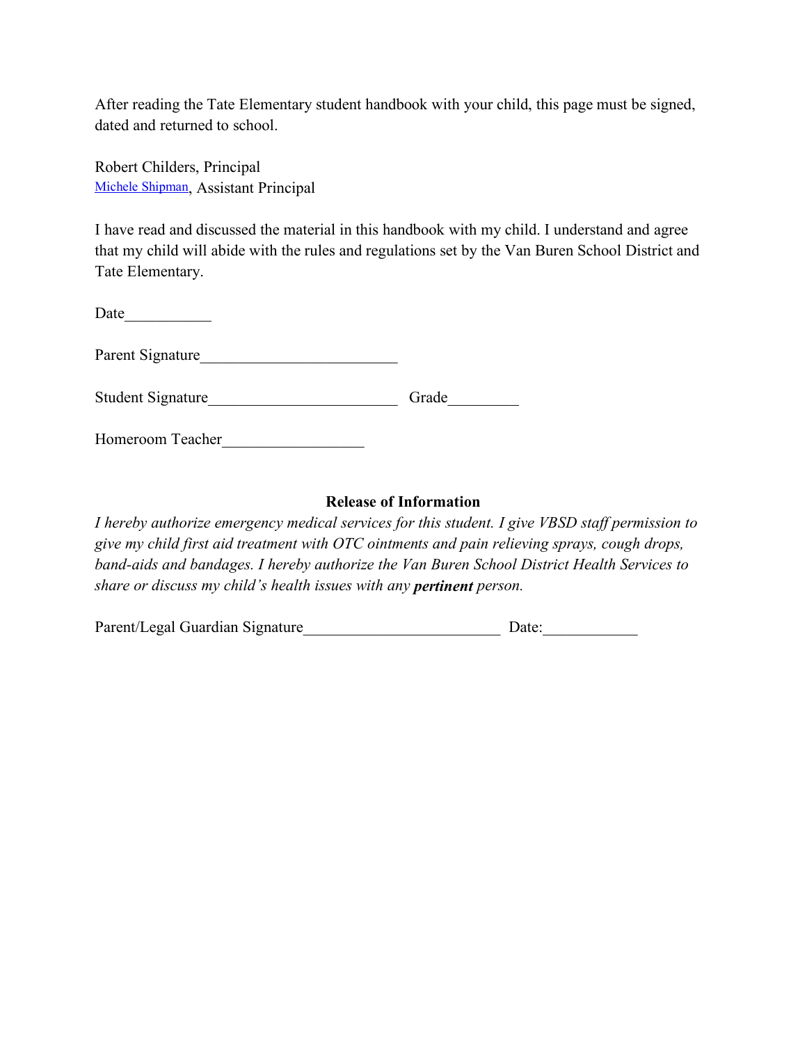After reading the Tate Elementary student handbook with your child, this page must be signed, dated and returned to school.

Robert Childers, Principal
Michele Shipman, Assistant Principal

I have read and discussed the material in this handbook with my child. I understand and agree that my child will abide with the rules and regulations set by the Van Buren School District and Tate Elementary.

Date___________

Parent Signature_________________________

Student Signature________________________ Grade_________

Homeroom Teacher__________________

**Release of Information**

*I hereby authorize emergency medical services for this student. I give VBSD staff permission to give my child first aid treatment with OTC ointments and pain relieving sprays, cough drops, band-aids and bandages. I hereby authorize the Van Buren School District Health Services to share or discuss my child's health issues with any* ***pertinent*** *person.*

Parent/Legal Guardian Signature_________________________ Date:____________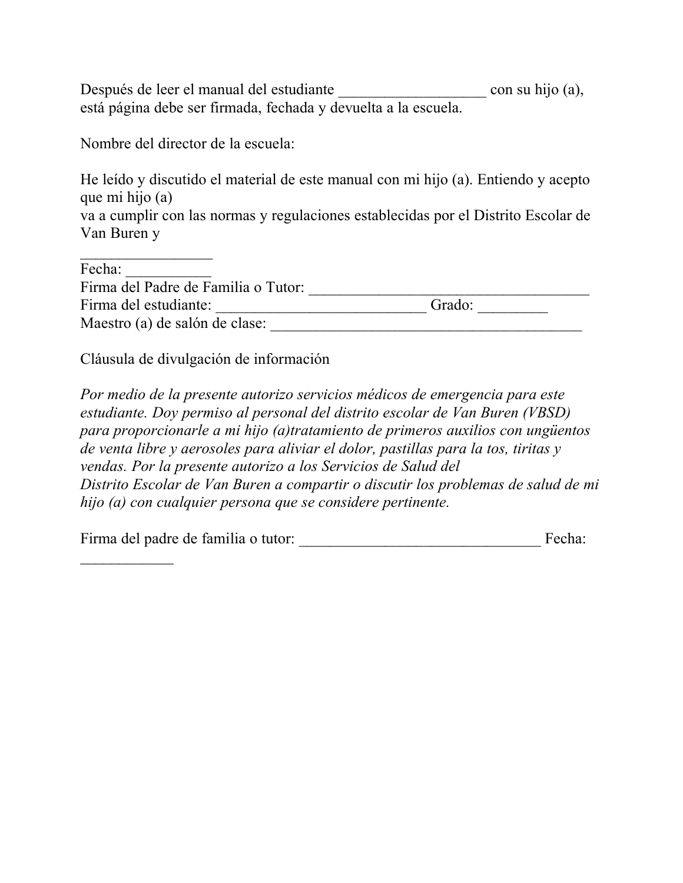Después de leer el manual del estudiante ___________________ con su hijo (a), está página debe ser firmada, fechada y devuelta a la escuela.

Nombre del director de la escuela:

He leído y discutido el material de este manual con mi hijo (a). Entiendo y acepto que mi hijo (a)
va a cumplir con las normas y regulaciones establecidas por el Distrito Escolar de Van Buren y

_________________

Fecha: ___________

Firma del Padre de Familia o Tutor: _____________________________________

Firma del estudiante: ___________________________ Grado: _________

Maestro (a) de salón de clase: _________________________________________

Cláusula de divulgación de información

*Por medio de la presente autorizo servicios médicos de emergencia para este estudiante. Doy permiso al personal del distrito escolar de Van Buren (VBSD) para proporcionarle a mi hijo (a)tratamiento de primeros auxilios con ungüentos de venta libre y aerosoles para aliviar el dolor, pastillas para la tos, tiritas y vendas. Por la presente autorizo a los Servicios de Salud del Distrito Escolar de Van Buren a compartir o discutir los problemas de salud de mi hijo (a) con cualquier persona que se considere pertinente.*

Firma del padre de familia o tutor: _______________________________ Fecha: ____________